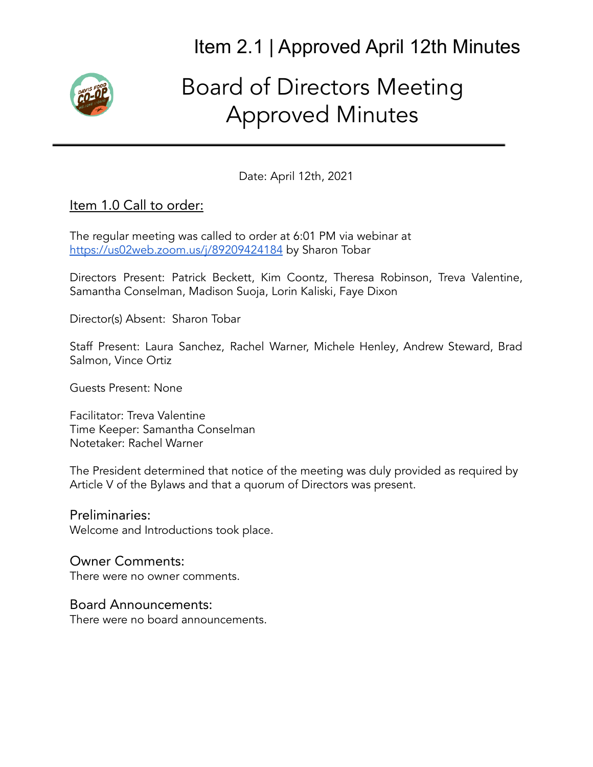# Item 2.1 | Approved April 12th Minutes

# Board of Directors Meeting
# Approved Minutes

Date: April 12th, 2021

## Item 1.0 Call to order:

The regular meeting was called to order at 6:01 PM via webinar at https://us02web.zoom.us/j/89209424184 by Sharon Tobar

Directors Present: Patrick Beckett, Kim Coontz, Theresa Robinson, Treva Valentine, Samantha Conselman, Madison Suoja, Lorin Kaliski, Faye Dixon

Director(s) Absent: Sharon Tobar

Staff Present: Laura Sanchez, Rachel Warner, Michele Henley, Andrew Steward, Brad Salmon, Vince Ortiz

Guests Present: None

Facilitator: Treva Valentine
Time Keeper: Samantha Conselman
Notetaker: Rachel Warner

The President determined that notice of the meeting was duly provided as required by Article V of the Bylaws and that a quorum of Directors was present.

### Preliminaries:

Welcome and Introductions took place.

### Owner Comments:

There were no owner comments.

### Board Announcements:

There were no board announcements.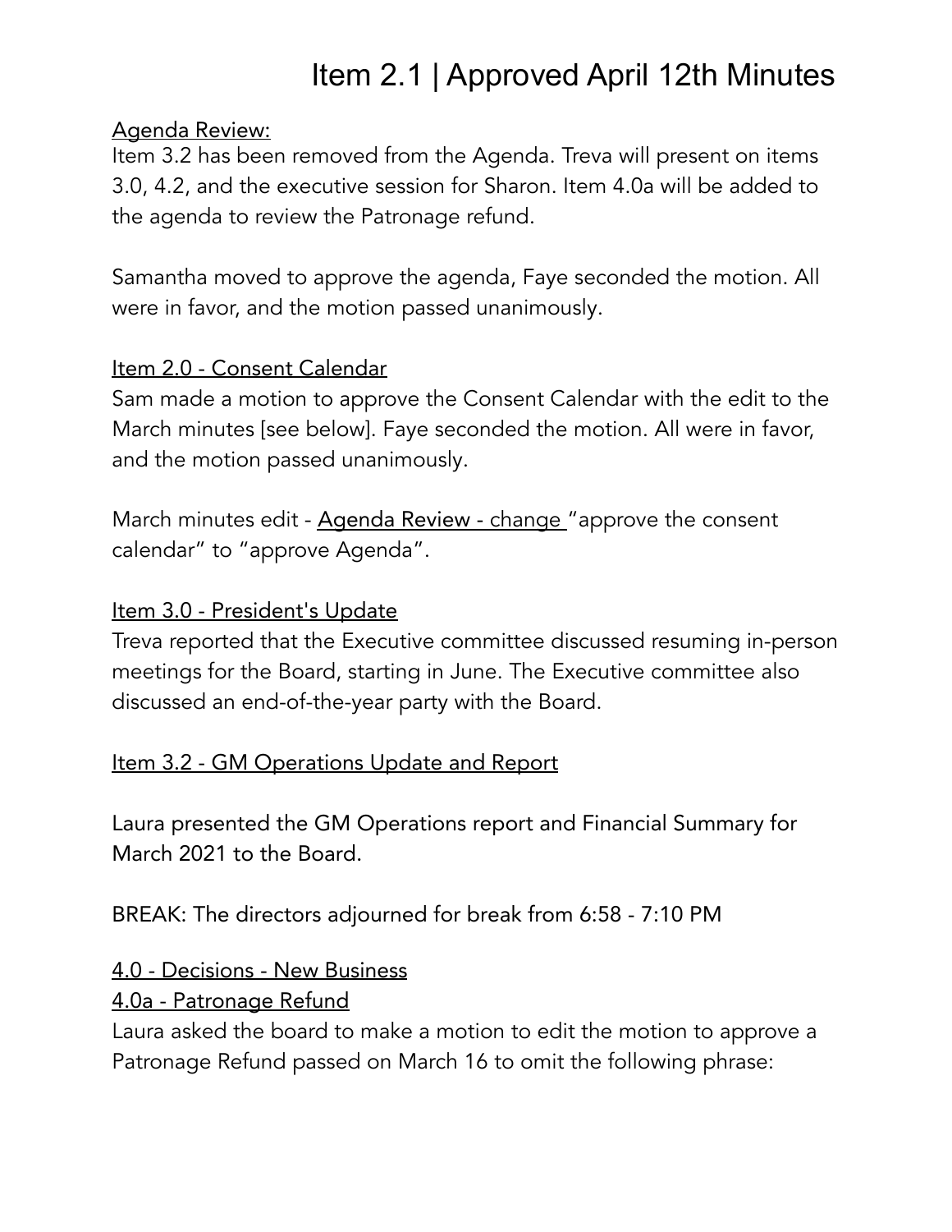# Item 2.1 | Approved April 12th Minutes

Agenda Review:

Item 3.2 has been removed from the Agenda. Treva will present on items 3.0, 4.2, and the executive session for Sharon. Item 4.0a will be added to the agenda to review the Patronage refund.

Samantha moved to approve the agenda, Faye seconded the motion. All were in favor, and the motion passed unanimously.

Item 2.0 - Consent Calendar

Sam made a motion to approve the Consent Calendar with the edit to the March minutes [see below]. Faye seconded the motion. All were in favor, and the motion passed unanimously.

March minutes edit - Agenda Review - change "approve the consent calendar" to "approve Agenda".

Item 3.0 - President's Update

Treva reported that the Executive committee discussed resuming in-person meetings for the Board, starting in June. The Executive committee also discussed an end-of-the-year party with the Board.

Item 3.2 - GM Operations Update and Report

Laura presented the GM Operations report and Financial Summary for March 2021 to the Board.

BREAK: The directors adjourned for break from 6:58 - 7:10 PM

4.0 - Decisions - New Business

4.0a - Patronage Refund

Laura asked the board to make a motion to edit the motion to approve a Patronage Refund passed on March 16 to omit the following phrase: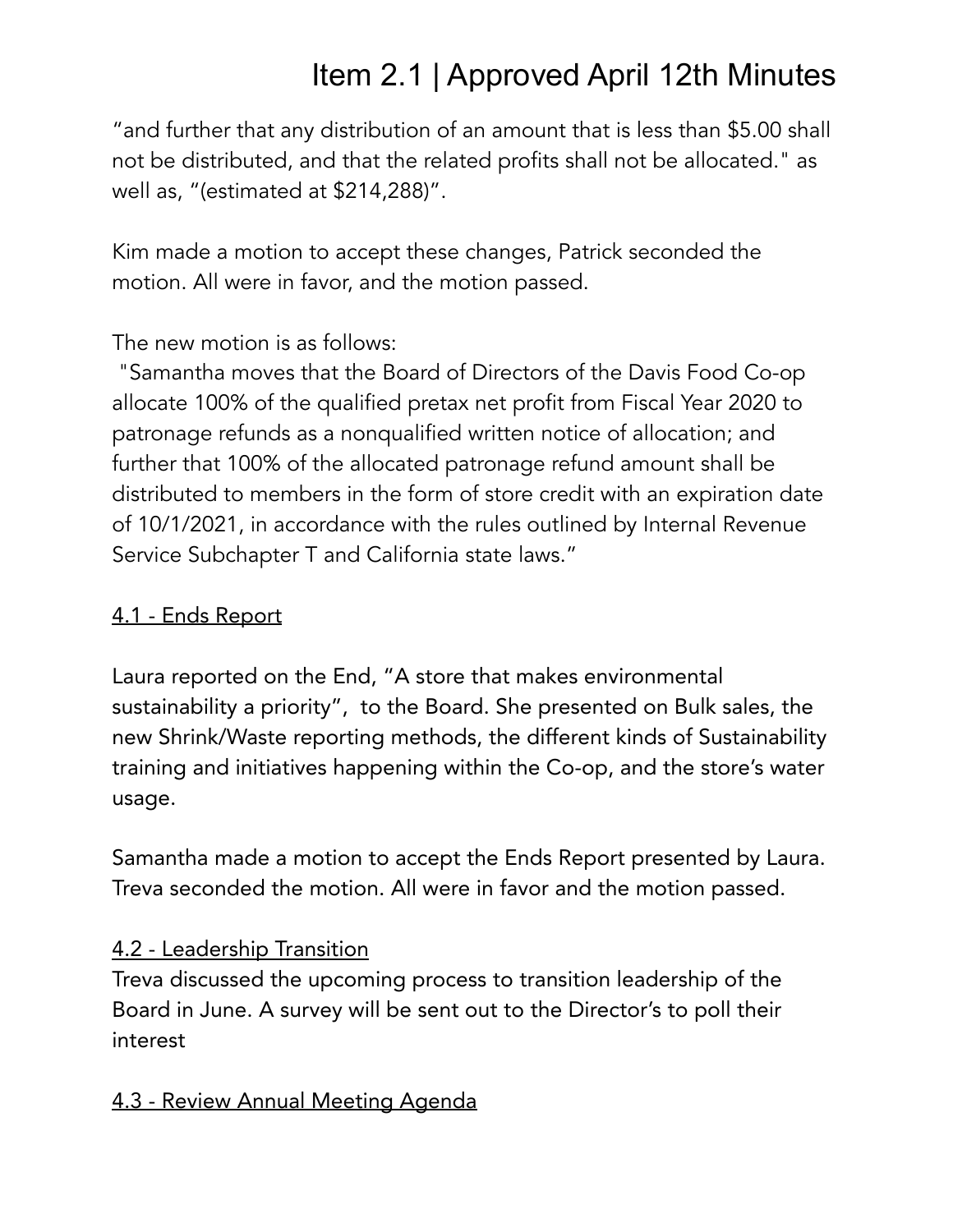"and further that any distribution of an amount that is less than $5.00 shall not be distributed, and that the related profits shall not be allocated." as well as, "(estimated at $214,288)".

Kim made a motion to accept these changes, Patrick seconded the motion. All were in favor, and the motion passed.

The new motion is as follows:

"Samantha moves that the Board of Directors of the Davis Food Co-op allocate 100% of the qualified pretax net profit from Fiscal Year 2020 to patronage refunds as a nonqualified written notice of allocation; and further that 100% of the allocated patronage refund amount shall be distributed to members in the form of store credit with an expiration date of 10/1/2021, in accordance with the rules outlined by Internal Revenue Service Subchapter T and California state laws."

<u>4.1 - Ends Report</u>

Laura reported on the End, "A store that makes environmental sustainability a priority", to the Board. She presented on Bulk sales, the new Shrink/Waste reporting methods, the different kinds of Sustainability training and initiatives happening within the Co-op, and the store's water usage.

Samantha made a motion to accept the Ends Report presented by Laura. Treva seconded the motion. All were in favor and the motion passed.

<u>4.2 - Leadership Transition</u>

Treva discussed the upcoming process to transition leadership of the Board in June. A survey will be sent out to the Director's to poll their interest

<u>4.3 - Review Annual Meeting Agenda</u>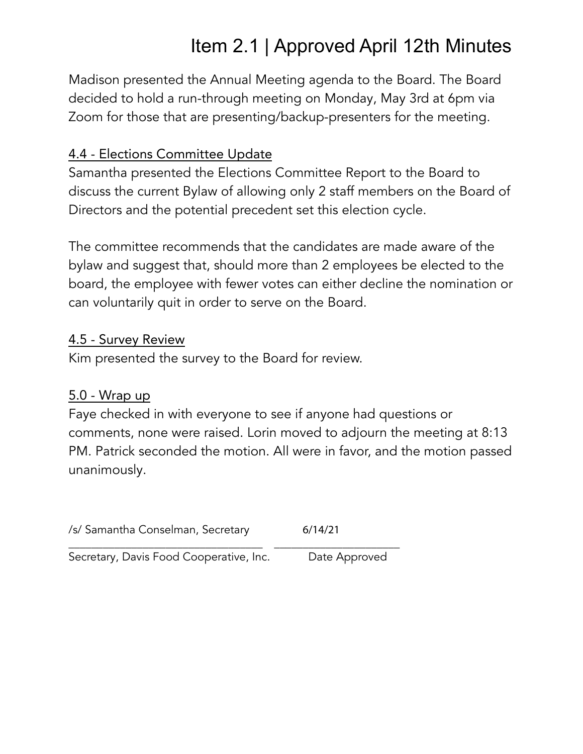Madison presented the Annual Meeting agenda to the Board. The Board decided to hold a run-through meeting on Monday, May 3rd at 6pm via Zoom for those that are presenting/backup-presenters for the meeting.

4.4 - Elections Committee Update

Samantha presented the Elections Committee Report to the Board to discuss the current Bylaw of allowing only 2 staff members on the Board of Directors and the potential precedent set this election cycle.

The committee recommends that the candidates are made aware of the bylaw and suggest that, should more than 2 employees be elected to the board, the employee with fewer votes can either decline the nomination or can voluntarily quit in order to serve on the Board.

4.5 - Survey Review

Kim presented the survey to the Board for review.

5.0 - Wrap up

Faye checked in with everyone to see if anyone had questions or comments, none were raised. Lorin moved to adjourn the meeting at 8:13 PM. Patrick seconded the motion. All were in favor, and the motion passed unanimously.

/s/ Samantha Conselman, Secretary 6/14/21

________________________________ ____________________

Secretary, Davis Food Cooperative, Inc. Date Approved